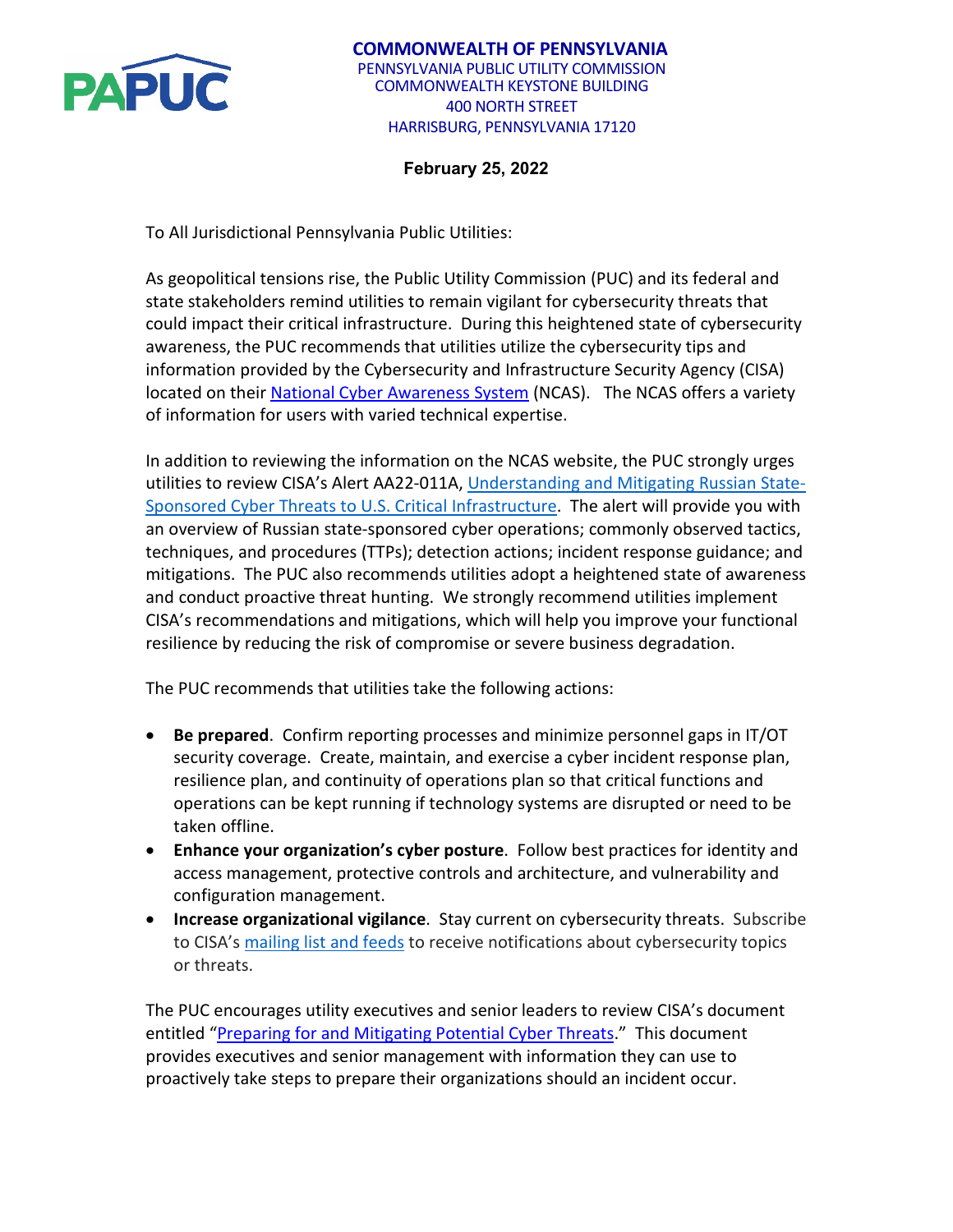**COMMONWEALTH OF PENNSYLVANIA**
PENNSYLVANIA PUBLIC UTILITY COMMISSION
COMMONWEALTH KEYSTONE BUILDING
400 NORTH STREET
HARRISBURG, PENNSYLVANIA 17120

**February 25, 2022**

To All Jurisdictional Pennsylvania Public Utilities:

As geopolitical tensions rise, the Public Utility Commission (PUC) and its federal and state stakeholders remind utilities to remain vigilant for cybersecurity threats that could impact their critical infrastructure. During this heightened state of cybersecurity awareness, the PUC recommends that utilities utilize the cybersecurity tips and information provided by the Cybersecurity and Infrastructure Security Agency (CISA) located on their National Cyber Awareness System (NCAS). The NCAS offers a variety of information for users with varied technical expertise.

In addition to reviewing the information on the NCAS website, the PUC strongly urges utilities to review CISA's Alert AA22-011A, Understanding and Mitigating Russian State-Sponsored Cyber Threats to U.S. Critical Infrastructure. The alert will provide you with an overview of Russian state-sponsored cyber operations; commonly observed tactics, techniques, and procedures (TTPs); detection actions; incident response guidance; and mitigations. The PUC also recommends utilities adopt a heightened state of awareness and conduct proactive threat hunting. We strongly recommend utilities implement CISA's recommendations and mitigations, which will help you improve your functional resilience by reducing the risk of compromise or severe business degradation.

The PUC recommends that utilities take the following actions:

- **Be prepared**. Confirm reporting processes and minimize personnel gaps in IT/OT security coverage. Create, maintain, and exercise a cyber incident response plan, resilience plan, and continuity of operations plan so that critical functions and operations can be kept running if technology systems are disrupted or need to be taken offline.
- **Enhance your organization's cyber posture**. Follow best practices for identity and access management, protective controls and architecture, and vulnerability and configuration management.
- **Increase organizational vigilance**. Stay current on cybersecurity threats. Subscribe to CISA's mailing list and feeds to receive notifications about cybersecurity topics or threats.

The PUC encourages utility executives and senior leaders to review CISA's document entitled "Preparing for and Mitigating Potential Cyber Threats." This document provides executives and senior management with information they can use to proactively take steps to prepare their organizations should an incident occur.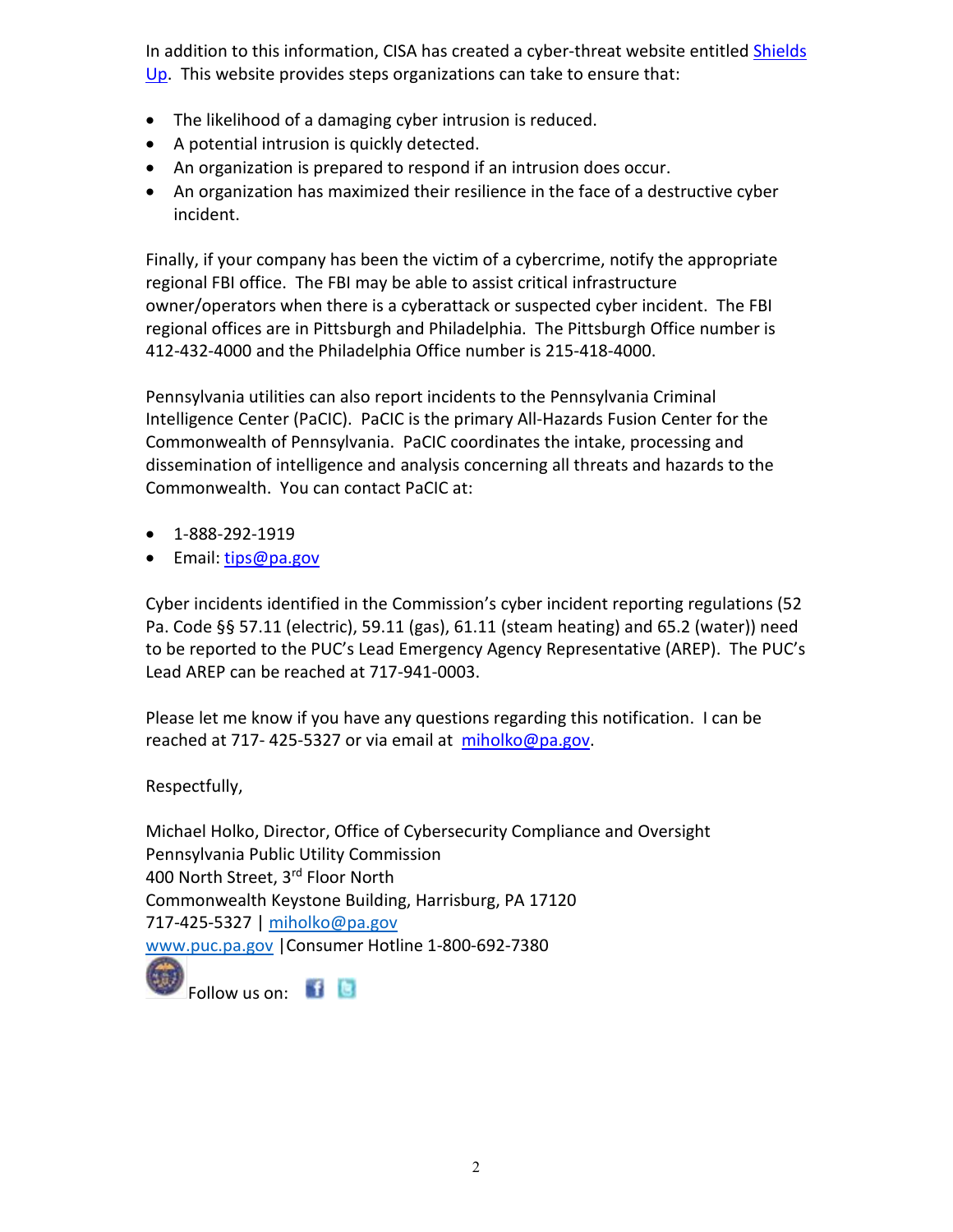In addition to this information, CISA has created a cyber-threat website entitled Shields Up. This website provides steps organizations can take to ensure that:

- The likelihood of a damaging cyber intrusion is reduced.
- A potential intrusion is quickly detected.
- An organization is prepared to respond if an intrusion does occur.
- An organization has maximized their resilience in the face of a destructive cyber incident.

Finally, if your company has been the victim of a cybercrime, notify the appropriate regional FBI office. The FBI may be able to assist critical infrastructure owner/operators when there is a cyberattack or suspected cyber incident. The FBI regional offices are in Pittsburgh and Philadelphia. The Pittsburgh Office number is 412-432-4000 and the Philadelphia Office number is 215-418-4000.

Pennsylvania utilities can also report incidents to the Pennsylvania Criminal Intelligence Center (PaCIC). PaCIC is the primary All-Hazards Fusion Center for the Commonwealth of Pennsylvania. PaCIC coordinates the intake, processing and dissemination of intelligence and analysis concerning all threats and hazards to the Commonwealth. You can contact PaCIC at:

- 1-888-292-1919
- Email: tips@pa.gov

Cyber incidents identified in the Commission's cyber incident reporting regulations (52 Pa. Code §§ 57.11 (electric), 59.11 (gas), 61.11 (steam heating) and 65.2 (water)) need to be reported to the PUC's Lead Emergency Agency Representative (AREP). The PUC's Lead AREP can be reached at 717-941-0003.

Please let me know if you have any questions regarding this notification. I can be reached at 717- 425-5327 or via email at miholko@pa.gov.

Respectfully,

Michael Holko, Director, Office of Cybersecurity Compliance and Oversight
Pennsylvania Public Utility Commission
400 North Street, 3rd Floor North
Commonwealth Keystone Building, Harrisburg, PA 17120
717-425-5327 | miholko@pa.gov
www.puc.pa.gov |Consumer Hotline 1-800-692-7380

Follow us on: